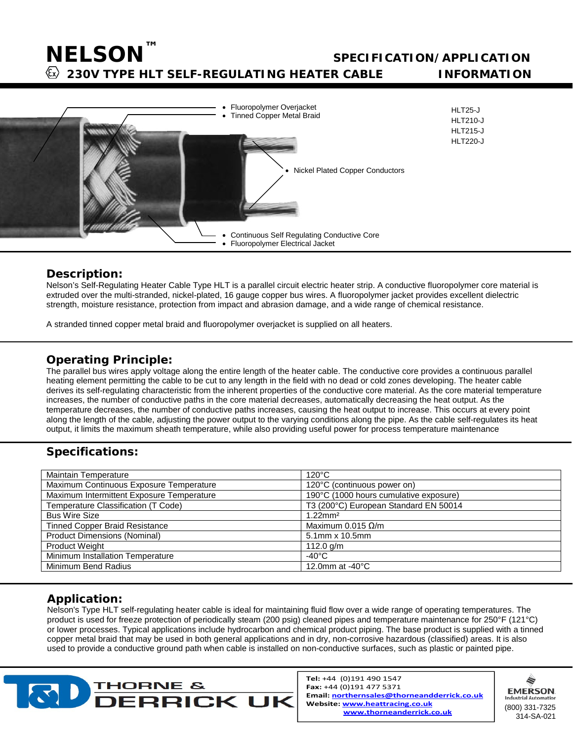# NELSON™

## 230V TYPE HLT SELF-REGULATING HEATER CABLE

## SPECIFICATION/APPLICATION INFORMATION

- Fluoropolymer Overjacket
- Tinned Copper Metal Braid
- Nickel Plated Copper Conductors
- Continuous Self Regulating Conductive Core
- Fluoropolymer Electrical Jacket

HLT25-J
HLT210-J
HLT215-J
HLT220-J

## Description:

Nelson's Self-Regulating Heater Cable Type HLT is a parallel circuit electric heater strip. A conductive fluoropolymer core material is extruded over the multi-stranded, nickel-plated, 16 gauge copper bus wires. A fluoropolymer jacket provides excellent dielectric strength, moisture resistance, protection from impact and abrasion damage, and a wide range of chemical resistance.

A stranded tinned copper metal braid and fluoropolymer overjacket is supplied on all heaters.

## Operating Principle:

The parallel bus wires apply voltage along the entire length of the heater cable. The conductive core provides a continuous parallel heating element permitting the cable to be cut to any length in the field with no dead or cold zones developing. The heater cable derives its self-regulating characteristic from the inherent properties of the conductive core material. As the core material temperature increases, the number of conductive paths in the core material decreases, automatically decreasing the heat output. As the temperature decreases, the number of conductive paths increases, causing the heat output to increase. This occurs at every point along the length of the cable, adjusting the power output to the varying conditions along the pipe. As the cable self-regulates its heat output, it limits the maximum sheath temperature, while also providing useful power for process temperature maintenance

## Specifications:

| | |
|---|---|
| Maintain Temperature | 120°C |
| Maximum Continuous Exposure Temperature | 120°C (continuous power on) |
| Maximum Intermittent Exposure Temperature | 190°C (1000 hours cumulative exposure) |
| Temperature Classification (T Code) | T3 (200°C) European Standard EN 50014 |
| Bus Wire Size | 1.22mm² |
| Tinned Copper Braid Resistance | Maximum 0.015 Ω/m |
| Product Dimensions (Nominal) | 5.1mm x 10.5mm |
| Product Weight | 112.0 g/m |
| Minimum Installation Temperature | -40°C |
| Minimum Bend Radius | 12.0mm at -40°C |

## Application:

Nelson's Type HLT self-regulating heater cable is ideal for maintaining fluid flow over a wide range of operating temperatures. The product is used for freeze protection of periodically steam (200 psig) cleaned pipes and temperature maintenance for 250°F (121°C) or lower processes. Typical applications include hydrocarbon and chemical product piping. The base product is supplied with a tinned copper metal braid that may be used in both general applications and in dry, non-corrosive hazardous (classified) areas. It is also used to provide a conductive ground path when cable is installed on non-conductive surfaces, such as plastic or painted pipe.

THORNE & DERRICK UK

**Tel:** +44 (0)191 490 1547
**Fax:** +44 (0)191 477 5371
**Email:** northernsales@thorneandderrick.co.uk
**Website:** www.heattracing.co.uk
www.thorneanderrick.co.uk

EMERSON Industrial Automation
(800) 331-7325
314-SA-021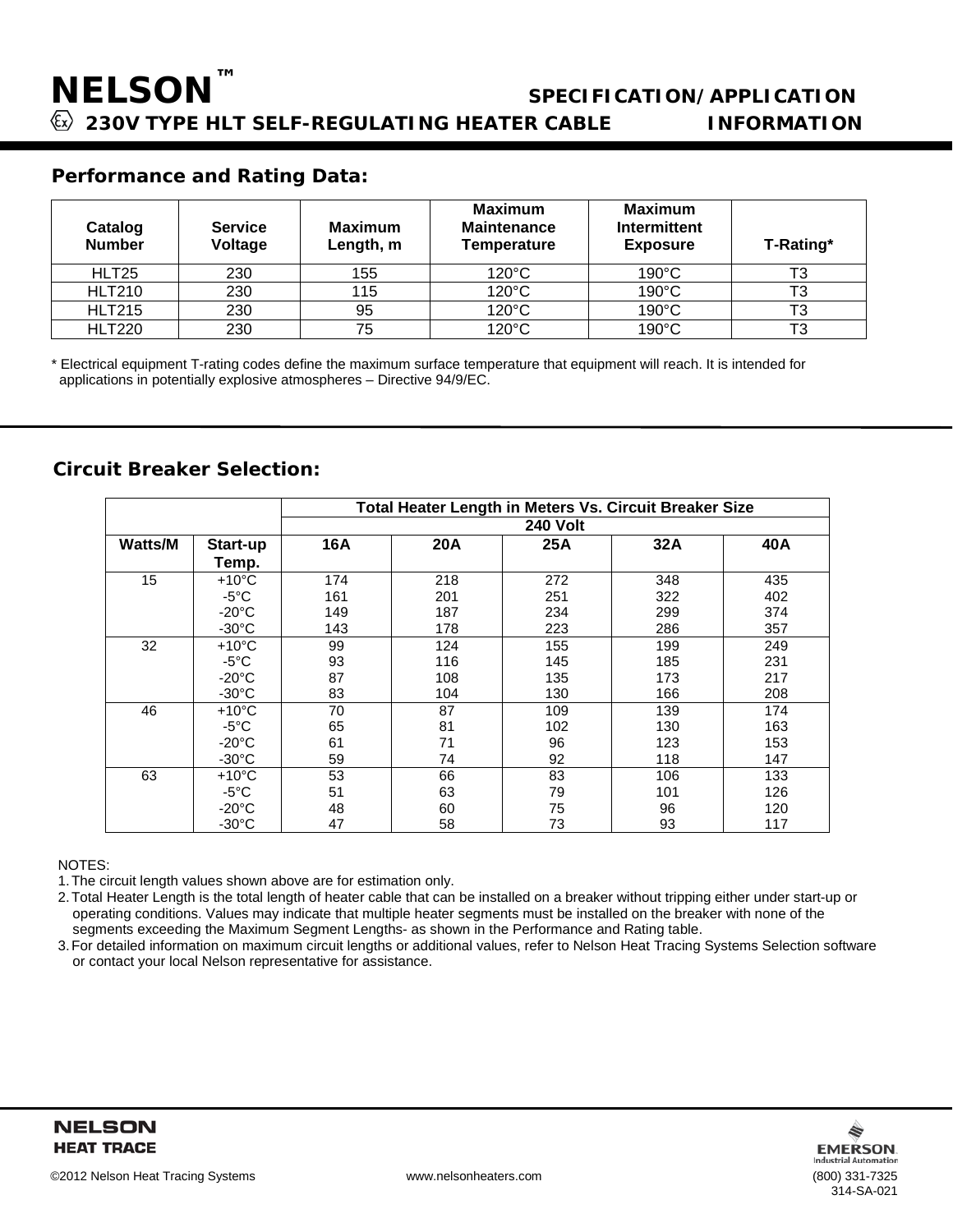# NELSON™

## SPECIFICATION/APPLICATION INFORMATION

## 230V TYPE HLT SELF-REGULATING HEATER CABLE

### Performance and Rating Data:

| Catalog Number | Service Voltage | Maximum Length, m | Maximum Maintenance Temperature | Maximum Intermittent Exposure | T-Rating* |
|---|---|---|---|---|---|
| HLT25 | 230 | 155 | 120°C | 190°C | T3 |
| HLT210 | 230 | 115 | 120°C | 190°C | T3 |
| HLT215 | 230 | 95 | 120°C | 190°C | T3 |
| HLT220 | 230 | 75 | 120°C | 190°C | T3 |

* Electrical equipment T-rating codes define the maximum surface temperature that equipment will reach. It is intended for applications in potentially explosive atmospheres – Directive 94/9/EC.

### Circuit Breaker Selection:

| | | Total Heater Length in Meters Vs. Circuit Breaker Size | | | | |
|---|---|---|---|---|---|---|
| | | 240 Volt | | | | |
| **Watts/M** | **Start-up Temp.** | **16A** | **20A** | **25A** | **32A** | **40A** |
| 15 | +10°C | 174 | 218 | 272 | 348 | 435 |
| | -5°C | 161 | 201 | 251 | 322 | 402 |
| | -20°C | 149 | 187 | 234 | 299 | 374 |
| | -30°C | 143 | 178 | 223 | 286 | 357 |
| 32 | +10°C | 99 | 124 | 155 | 199 | 249 |
| | -5°C | 93 | 116 | 145 | 185 | 231 |
| | -20°C | 87 | 108 | 135 | 173 | 217 |
| | -30°C | 83 | 104 | 130 | 166 | 208 |
| 46 | +10°C | 70 | 87 | 109 | 139 | 174 |
| | -5°C | 65 | 81 | 102 | 130 | 163 |
| | -20°C | 61 | 71 | 96 | 123 | 153 |
| | -30°C | 59 | 74 | 92 | 118 | 147 |
| 63 | +10°C | 53 | 66 | 83 | 106 | 133 |
| | -5°C | 51 | 63 | 79 | 101 | 126 |
| | -20°C | 48 | 60 | 75 | 96 | 120 |
| | -30°C | 47 | 58 | 73 | 93 | 117 |

NOTES:

1. The circuit length values shown above are for estimation only.
2. Total Heater Length is the total length of heater cable that can be installed on a breaker without tripping either under start-up or operating conditions. Values may indicate that multiple heater segments must be installed on the breaker with none of the segments exceeding the Maximum Segment Lengths- as shown in the Performance and Rating table.
3. For detailed information on maximum circuit lengths or additional values, refer to Nelson Heat Tracing Systems Selection software or contact your local Nelson representative for assistance.

NELSON HEAT TRACE

EMERSON. Industrial Automation

©2012 Nelson Heat Tracing Systems www.nelsonheaters.com (800) 331-7325

314-SA-021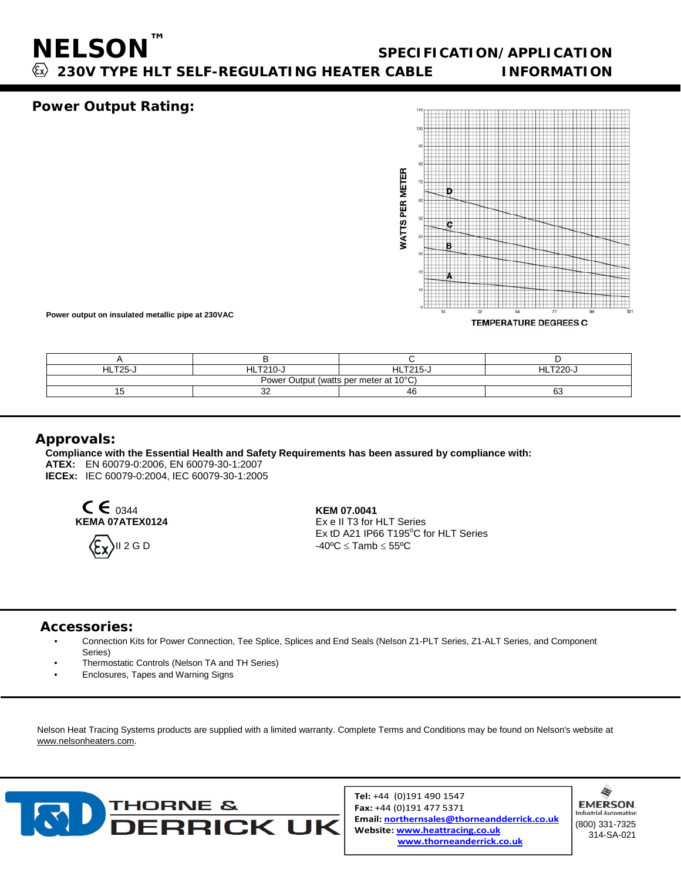# NELSON™

## 230V TYPE HLT SELF-REGULATING HEATER CABLE

SPECIFICATION/APPLICATION INFORMATION

## Power Output Rating:

WATTS PER METER

110
100
90
80
70
60
50
40
30
20
10
0

D
C
B
A

10 32 54 77 99 121

TEMPERATURE DEGREES C

Power output on insulated metallic pipe at 230VAC

| A | B | C | D |
|---|---|---|---|
| HLT25-J | HLT210-J | HLT215-J | HLT220-J |
| Power Output (watts per meter at 10°C) | | | |
| 15 | 32 | 46 | 63 |

## Approvals:

**Compliance with the Essential Health and Safety Requirements has been assured by compliance with:**

**ATEX:** EN 60079-0:2006, EN 60079-30-1:2007

**IECEx:** IEC 60079-0:2004, IEC 60079-30-1:2005

CE 0344

**KEMA 07ATEX0124**

Ex II 2 G D

**KEM 07.0041**

Ex e II T3 for HLT Series

Ex tD A21 IP66 T195°C for HLT Series

-40ºC ≤ Tamb ≤ 55ºC

## Accessories:

- Connection Kits for Power Connection, Tee Splice, Splices and End Seals (Nelson Z1-PLT Series, Z1-ALT Series, and Component Series)
- Thermostatic Controls (Nelson TA and TH Series)
- Enclosures, Tapes and Warning Signs

Nelson Heat Tracing Systems products are supplied with a limited warranty. Complete Terms and Conditions may be found on Nelson's website at www.nelsonheaters.com.

THORNE & DERRICK UK

**Tel:** +44 (0)191 490 1547
**Fax:** +44 (0)191 477 5371
**Email:** northernsales@thorneandderrick.co.uk
**Website:** www.heattracing.co.uk
www.thorneanderrick.co.uk

EMERSON Industrial Automation

(800) 331-7325

314-SA-021